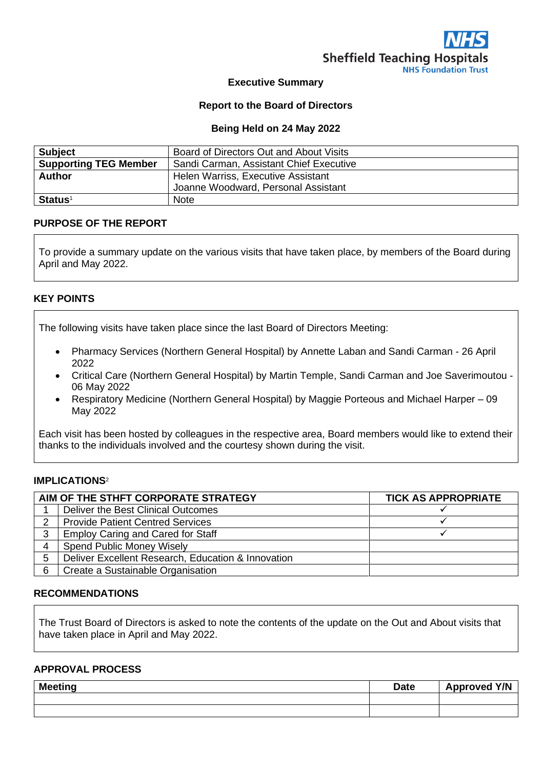NHS
Sheffield Teaching Hospitals
NHS Foundation Trust

**Executive Summary**

**Report to the Board of Directors**

**Being Held on 24 May 2022**

| **Subject** | Board of Directors Out and About Visits |
|---|---|
| **Supporting TEG Member** | Sandi Carman, Assistant Chief Executive |
| **Author** | Helen Warriss, Executive Assistant<br>Joanne Woodward, Personal Assistant |
| **Status**[1] | Note |

## PURPOSE OF THE REPORT

To provide a summary update on the various visits that have taken place, by members of the Board during April and May 2022.

## KEY POINTS

The following visits have taken place since the last Board of Directors Meeting:

- Pharmacy Services (Northern General Hospital) by Annette Laban and Sandi Carman - 26 April 2022
- Critical Care (Northern General Hospital) by Martin Temple, Sandi Carman and Joe Saverimoutou - 06 May 2022
- Respiratory Medicine (Northern General Hospital) by Maggie Porteous and Michael Harper – 09 May 2022

Each visit has been hosted by colleagues in the respective area, Board members would like to extend their thanks to the individuals involved and the courtesy shown during the visit.

## IMPLICATIONS[2]

| AIM OF THE STHFT CORPORATE STRATEGY | | TICK AS APPROPRIATE |
|---|---|---|
| 1 | Deliver the Best Clinical Outcomes | ✓ |
| 2 | Provide Patient Centred Services | ✓ |
| 3 | Employ Caring and Cared for Staff | ✓ |
| 4 | Spend Public Money Wisely | |
| 5 | Deliver Excellent Research, Education & Innovation | |
| 6 | Create a Sustainable Organisation | |

## RECOMMENDATIONS

The Trust Board of Directors is asked to note the contents of the update on the Out and About visits that have taken place in April and May 2022.

## APPROVAL PROCESS

| Meeting | Date | Approved Y/N |
|---|---|---|
| | | |
| | | |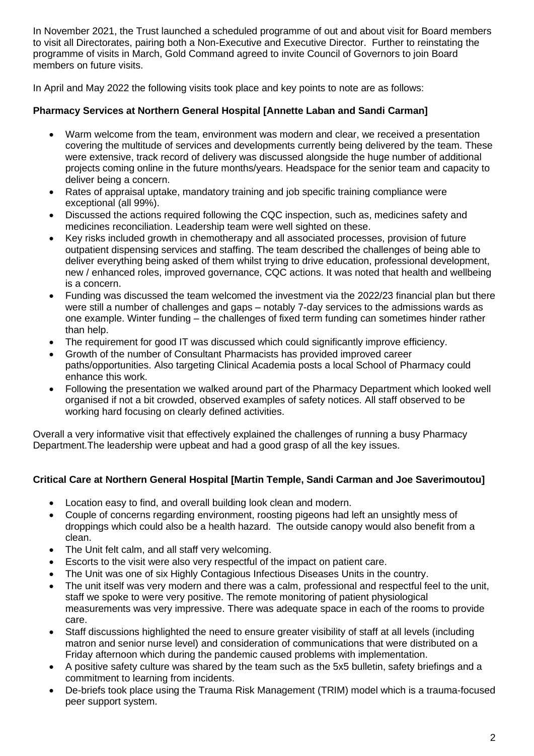In November 2021, the Trust launched a scheduled programme of out and about visit for Board members to visit all Directorates, pairing both a Non-Executive and Executive Director. Further to reinstating the programme of visits in March, Gold Command agreed to invite Council of Governors to join Board members on future visits.

In April and May 2022 the following visits took place and key points to note are as follows:

**Pharmacy Services at Northern General Hospital [Annette Laban and Sandi Carman]**

- Warm welcome from the team, environment was modern and clear, we received a presentation covering the multitude of services and developments currently being delivered by the team. These were extensive, track record of delivery was discussed alongside the huge number of additional projects coming online in the future months/years. Headspace for the senior team and capacity to deliver being a concern.
- Rates of appraisal uptake, mandatory training and job specific training compliance were exceptional (all 99%).
- Discussed the actions required following the CQC inspection, such as, medicines safety and medicines reconciliation. Leadership team were well sighted on these.
- Key risks included growth in chemotherapy and all associated processes, provision of future outpatient dispensing services and staffing. The team described the challenges of being able to deliver everything being asked of them whilst trying to drive education, professional development, new / enhanced roles, improved governance, CQC actions. It was noted that health and wellbeing is a concern.
- Funding was discussed the team welcomed the investment via the 2022/23 financial plan but there were still a number of challenges and gaps – notably 7-day services to the admissions wards as one example. Winter funding – the challenges of fixed term funding can sometimes hinder rather than help.
- The requirement for good IT was discussed which could significantly improve efficiency.
- Growth of the number of Consultant Pharmacists has provided improved career paths/opportunities. Also targeting Clinical Academia posts a local School of Pharmacy could enhance this work.
- Following the presentation we walked around part of the Pharmacy Department which looked well organised if not a bit crowded, observed examples of safety notices. All staff observed to be working hard focusing on clearly defined activities.

Overall a very informative visit that effectively explained the challenges of running a busy Pharmacy Department.The leadership were upbeat and had a good grasp of all the key issues.

**Critical Care at Northern General Hospital [Martin Temple, Sandi Carman and Joe Saverimoutou]**

- Location easy to find, and overall building look clean and modern.
- Couple of concerns regarding environment, roosting pigeons had left an unsightly mess of droppings which could also be a health hazard. The outside canopy would also benefit from a clean.
- The Unit felt calm, and all staff very welcoming.
- Escorts to the visit were also very respectful of the impact on patient care.
- The Unit was one of six Highly Contagious Infectious Diseases Units in the country.
- The unit itself was very modern and there was a calm, professional and respectful feel to the unit, staff we spoke to were very positive. The remote monitoring of patient physiological measurements was very impressive. There was adequate space in each of the rooms to provide care.
- Staff discussions highlighted the need to ensure greater visibility of staff at all levels (including matron and senior nurse level) and consideration of communications that were distributed on a Friday afternoon which during the pandemic caused problems with implementation.
- A positive safety culture was shared by the team such as the 5x5 bulletin, safety briefings and a commitment to learning from incidents.
- De-briefs took place using the Trauma Risk Management (TRIM) model which is a trauma-focused peer support system.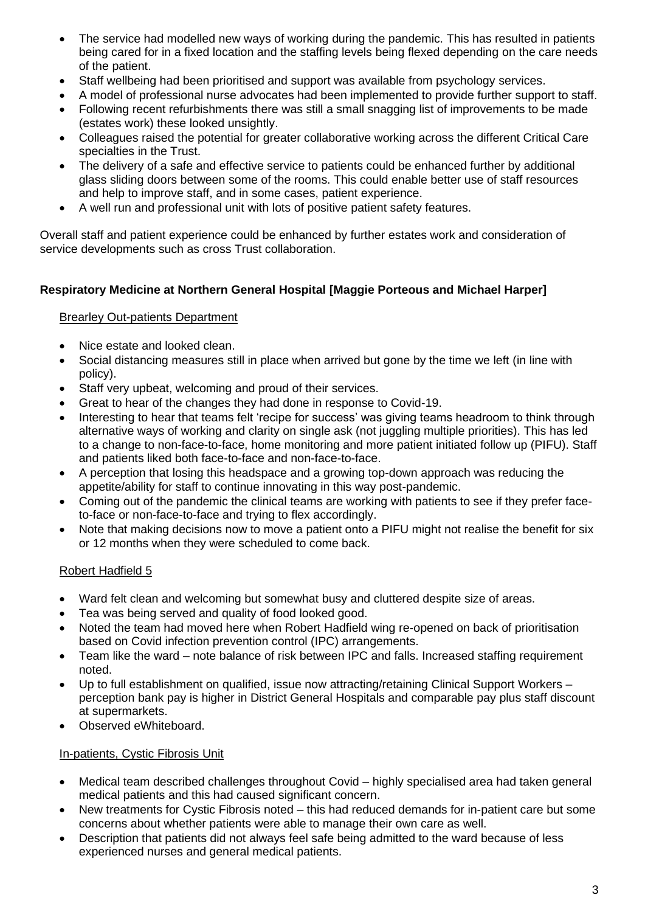- The service had modelled new ways of working during the pandemic. This has resulted in patients being cared for in a fixed location and the staffing levels being flexed depending on the care needs of the patient.
- Staff wellbeing had been prioritised and support was available from psychology services.
- A model of professional nurse advocates had been implemented to provide further support to staff.
- Following recent refurbishments there was still a small snagging list of improvements to be made (estates work) these looked unsightly.
- Colleagues raised the potential for greater collaborative working across the different Critical Care specialties in the Trust.
- The delivery of a safe and effective service to patients could be enhanced further by additional glass sliding doors between some of the rooms. This could enable better use of staff resources and help to improve staff, and in some cases, patient experience.
- A well run and professional unit with lots of positive patient safety features.

Overall staff and patient experience could be enhanced by further estates work and consideration of service developments such as cross Trust collaboration.

**Respiratory Medicine at Northern General Hospital [Maggie Porteous and Michael Harper]**

Brearley Out-patients Department

- Nice estate and looked clean.
- Social distancing measures still in place when arrived but gone by the time we left (in line with policy).
- Staff very upbeat, welcoming and proud of their services.
- Great to hear of the changes they had done in response to Covid-19.
- Interesting to hear that teams felt 'recipe for success' was giving teams headroom to think through alternative ways of working and clarity on single ask (not juggling multiple priorities). This has led to a change to non-face-to-face, home monitoring and more patient initiated follow up (PIFU). Staff and patients liked both face-to-face and non-face-to-face.
- A perception that losing this headspace and a growing top-down approach was reducing the appetite/ability for staff to continue innovating in this way post-pandemic.
- Coming out of the pandemic the clinical teams are working with patients to see if they prefer face-to-face or non-face-to-face and trying to flex accordingly.
- Note that making decisions now to move a patient onto a PIFU might not realise the benefit for six or 12 months when they were scheduled to come back.

Robert Hadfield 5

- Ward felt clean and welcoming but somewhat busy and cluttered despite size of areas.
- Tea was being served and quality of food looked good.
- Noted the team had moved here when Robert Hadfield wing re-opened on back of prioritisation based on Covid infection prevention control (IPC) arrangements.
- Team like the ward – note balance of risk between IPC and falls. Increased staffing requirement noted.
- Up to full establishment on qualified, issue now attracting/retaining Clinical Support Workers – perception bank pay is higher in District General Hospitals and comparable pay plus staff discount at supermarkets.
- Observed eWhiteboard.

In-patients, Cystic Fibrosis Unit

- Medical team described challenges throughout Covid – highly specialised area had taken general medical patients and this had caused significant concern.
- New treatments for Cystic Fibrosis noted – this had reduced demands for in-patient care but some concerns about whether patients were able to manage their own care as well.
- Description that patients did not always feel safe being admitted to the ward because of less experienced nurses and general medical patients.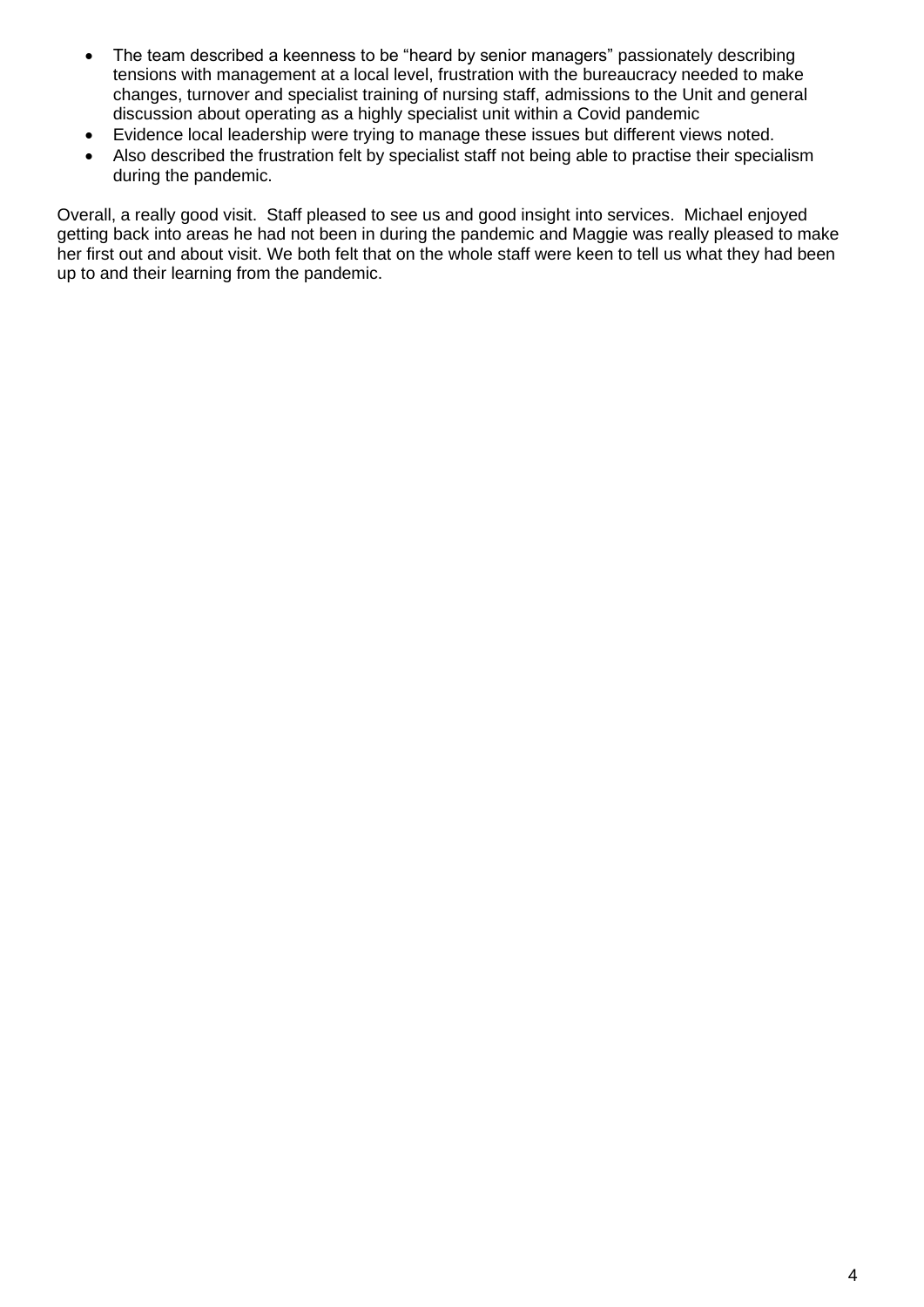- The team described a keenness to be "heard by senior managers" passionately describing tensions with management at a local level, frustration with the bureaucracy needed to make changes, turnover and specialist training of nursing staff, admissions to the Unit and general discussion about operating as a highly specialist unit within a Covid pandemic
- Evidence local leadership were trying to manage these issues but different views noted.
- Also described the frustration felt by specialist staff not being able to practise their specialism during the pandemic.

Overall, a really good visit. Staff pleased to see us and good insight into services. Michael enjoyed getting back into areas he had not been in during the pandemic and Maggie was really pleased to make her first out and about visit. We both felt that on the whole staff were keen to tell us what they had been up to and their learning from the pandemic.